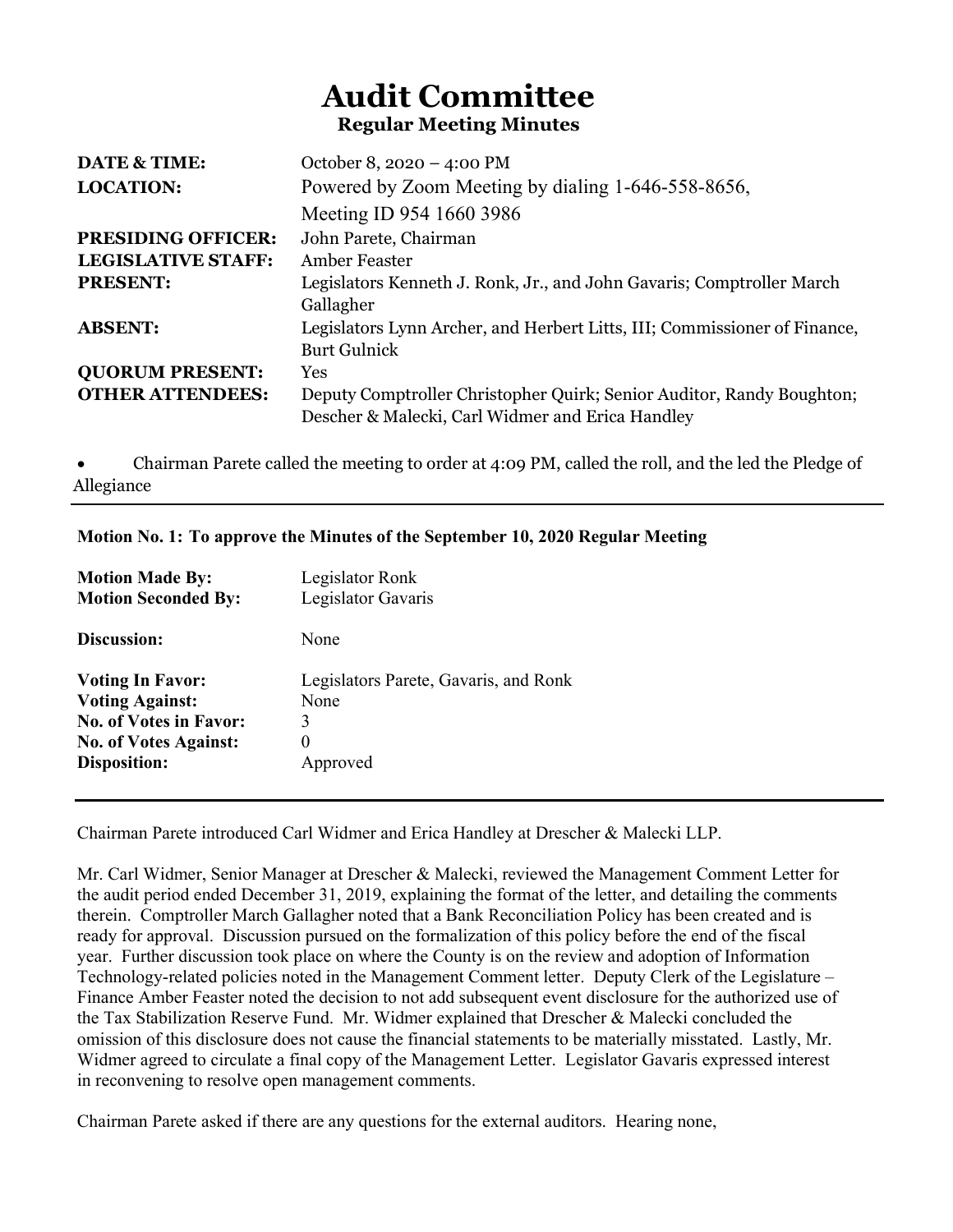# Audit Committee

## Regular Meeting Minutes

| | |
|---|---|
| **DATE & TIME:** | October 8, 2020 – 4:00 PM |
| **LOCATION:** | Powered by Zoom Meeting by dialing 1-646-558-8656, Meeting ID 954 1660 3986 |
| **PRESIDING OFFICER:** | John Parete, Chairman |
| **LEGISLATIVE STAFF:** | Amber Feaster |
| **PRESENT:** | Legislators Kenneth J. Ronk, Jr., and John Gavaris; Comptroller March Gallagher |
| **ABSENT:** | Legislators Lynn Archer, and Herbert Litts, III; Commissioner of Finance, Burt Gulnick |
| **QUORUM PRESENT:** | Yes |
| **OTHER ATTENDEES:** | Deputy Comptroller Christopher Quirk; Senior Auditor, Randy Boughton; Descher & Malecki, Carl Widmer and Erica Handley |

- Chairman Parete called the meeting to order at 4:09 PM, called the roll, and the led the Pledge of Allegiance

---

**Motion No. 1: To approve the Minutes of the September 10, 2020 Regular Meeting**

| | |
|---|---|
| **Motion Made By:** | Legislator Ronk |
| **Motion Seconded By:** | Legislator Gavaris |
| **Discussion:** | None |
| **Voting In Favor:** | Legislators Parete, Gavaris, and Ronk |
| **Voting Against:** | None |
| **No. of Votes in Favor:** | 3 |
| **No. of Votes Against:** | 0 |
| **Disposition:** | Approved |

---

Chairman Parete introduced Carl Widmer and Erica Handley at Drescher & Malecki LLP.

Mr. Carl Widmer, Senior Manager at Drescher & Malecki, reviewed the Management Comment Letter for the audit period ended December 31, 2019, explaining the format of the letter, and detailing the comments therein. Comptroller March Gallagher noted that a Bank Reconciliation Policy has been created and is ready for approval. Discussion pursued on the formalization of this policy before the end of the fiscal year. Further discussion took place on where the County is on the review and adoption of Information Technology-related policies noted in the Management Comment letter. Deputy Clerk of the Legislature – Finance Amber Feaster noted the decision to not add subsequent event disclosure for the authorized use of the Tax Stabilization Reserve Fund. Mr. Widmer explained that Drescher & Malecki concluded the omission of this disclosure does not cause the financial statements to be materially misstated. Lastly, Mr. Widmer agreed to circulate a final copy of the Management Letter. Legislator Gavaris expressed interest in reconvening to resolve open management comments.

Chairman Parete asked if there are any questions for the external auditors. Hearing none,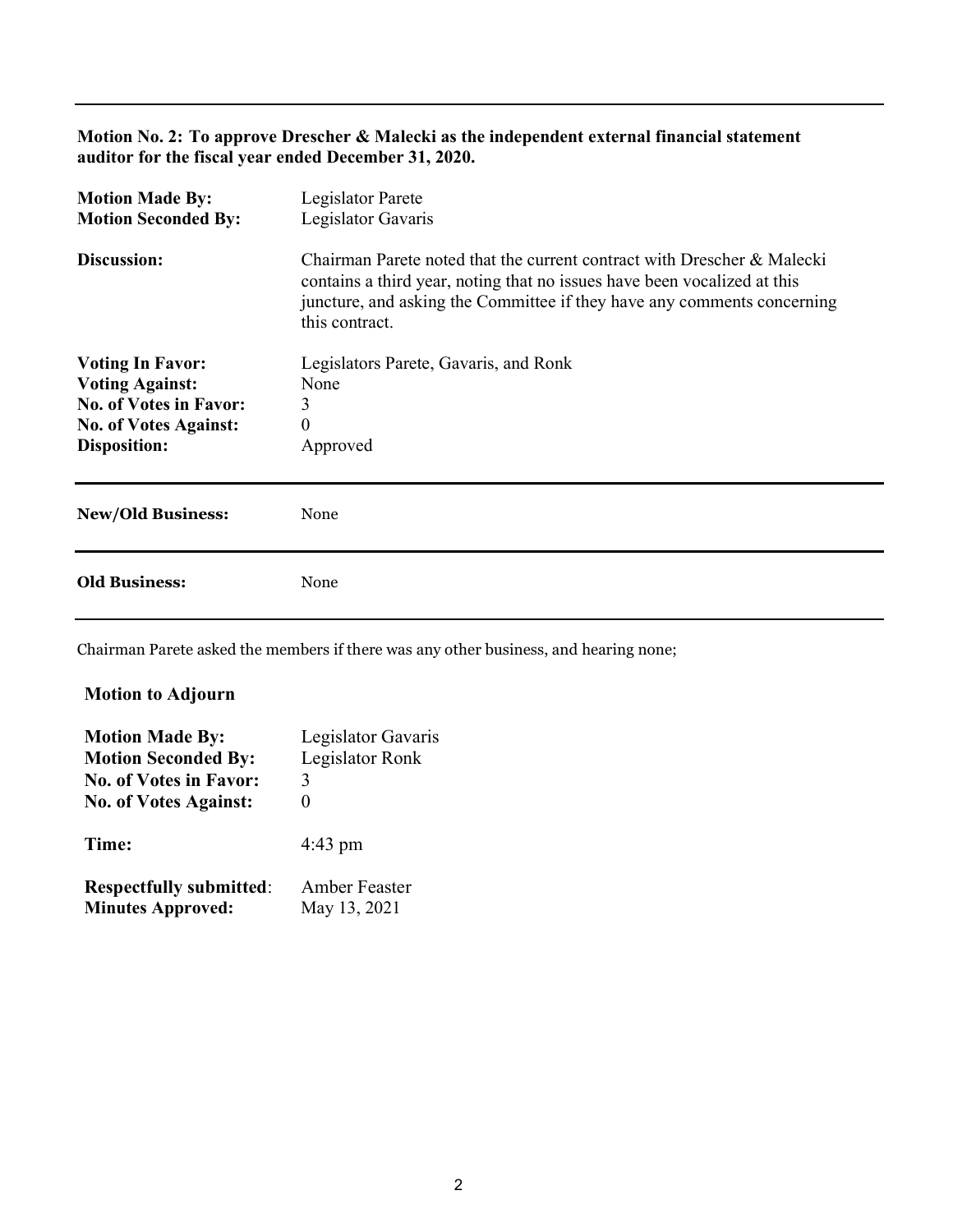---

**Motion No. 2: To approve Drescher & Malecki as the independent external financial statement auditor for the fiscal year ended December 31, 2020.**

| | |
|---|---|
| **Motion Made By:** | Legislator Parete |
| **Motion Seconded By:** | Legislator Gavaris |
| **Discussion:** | Chairman Parete noted that the current contract with Drescher & Malecki contains a third year, noting that no issues have been vocalized at this juncture, and asking the Committee if they have any comments concerning this contract. |
| **Voting In Favor:** | Legislators Parete, Gavaris, and Ronk |
| **Voting Against:** | None |
| **No. of Votes in Favor:** | 3 |
| **No. of Votes Against:** | 0 |
| **Disposition:** | Approved |

---

**New/Old Business:** None

---

**Old Business:** None

---

Chairman Parete asked the members if there was any other business, and hearing none;

**Motion to Adjourn**

| | |
|---|---|
| **Motion Made By:** | Legislator Gavaris |
| **Motion Seconded By:** | Legislator Ronk |
| **No. of Votes in Favor:** | 3 |
| **No. of Votes Against:** | 0 |
| **Time:** | 4:43 pm |
| **Respectfully submitted:** | Amber Feaster |
| **Minutes Approved:** | May 13, 2021 |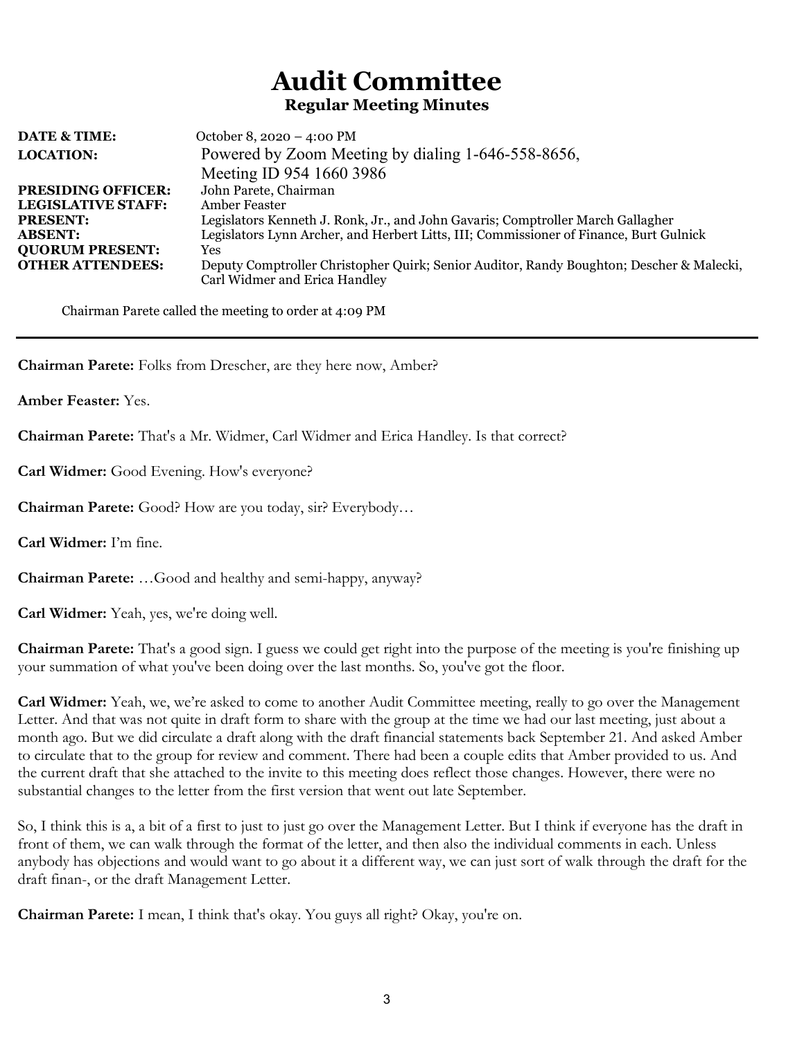# Audit Committee

## Regular Meeting Minutes

| | |
|---|---|
| **DATE & TIME:** | October 8, 2020 – 4:00 PM |
| **LOCATION:** | Powered by Zoom Meeting by dialing 1-646-558-8656, Meeting ID 954 1660 3986 |
| **PRESIDING OFFICER:** | John Parete, Chairman |
| **LEGISLATIVE STAFF:** | Amber Feaster |
| **PRESENT:** | Legislators Kenneth J. Ronk, Jr., and John Gavaris; Comptroller March Gallagher |
| **ABSENT:** | Legislators Lynn Archer, and Herbert Litts, III; Commissioner of Finance, Burt Gulnick |
| **QUORUM PRESENT:** | Yes |
| **OTHER ATTENDEES:** | Deputy Comptroller Christopher Quirk; Senior Auditor, Randy Boughton; Descher & Malecki, Carl Widmer and Erica Handley |

Chairman Parete called the meeting to order at 4:09 PM

---

**Chairman Parete:** Folks from Drescher, are they here now, Amber?

**Amber Feaster:** Yes.

**Chairman Parete:** That's a Mr. Widmer, Carl Widmer and Erica Handley. Is that correct?

**Carl Widmer:** Good Evening. How's everyone?

**Chairman Parete:** Good? How are you today, sir? Everybody…

**Carl Widmer:** I'm fine.

**Chairman Parete:** …Good and healthy and semi-happy, anyway?

**Carl Widmer:** Yeah, yes, we're doing well.

**Chairman Parete:** That's a good sign. I guess we could get right into the purpose of the meeting is you're finishing up your summation of what you've been doing over the last months. So, you've got the floor.

**Carl Widmer:** Yeah, we, we're asked to come to another Audit Committee meeting, really to go over the Management Letter. And that was not quite in draft form to share with the group at the time we had our last meeting, just about a month ago. But we did circulate a draft along with the draft financial statements back September 21. And asked Amber to circulate that to the group for review and comment. There had been a couple edits that Amber provided to us. And the current draft that she attached to the invite to this meeting does reflect those changes. However, there were no substantial changes to the letter from the first version that went out late September.

So, I think this is a, a bit of a first to just to just go over the Management Letter. But I think if everyone has the draft in front of them, we can walk through the format of the letter, and then also the individual comments in each. Unless anybody has objections and would want to go about it a different way, we can just sort of walk through the draft for the draft finan-, or the draft Management Letter.

**Chairman Parete:** I mean, I think that's okay. You guys all right? Okay, you're on.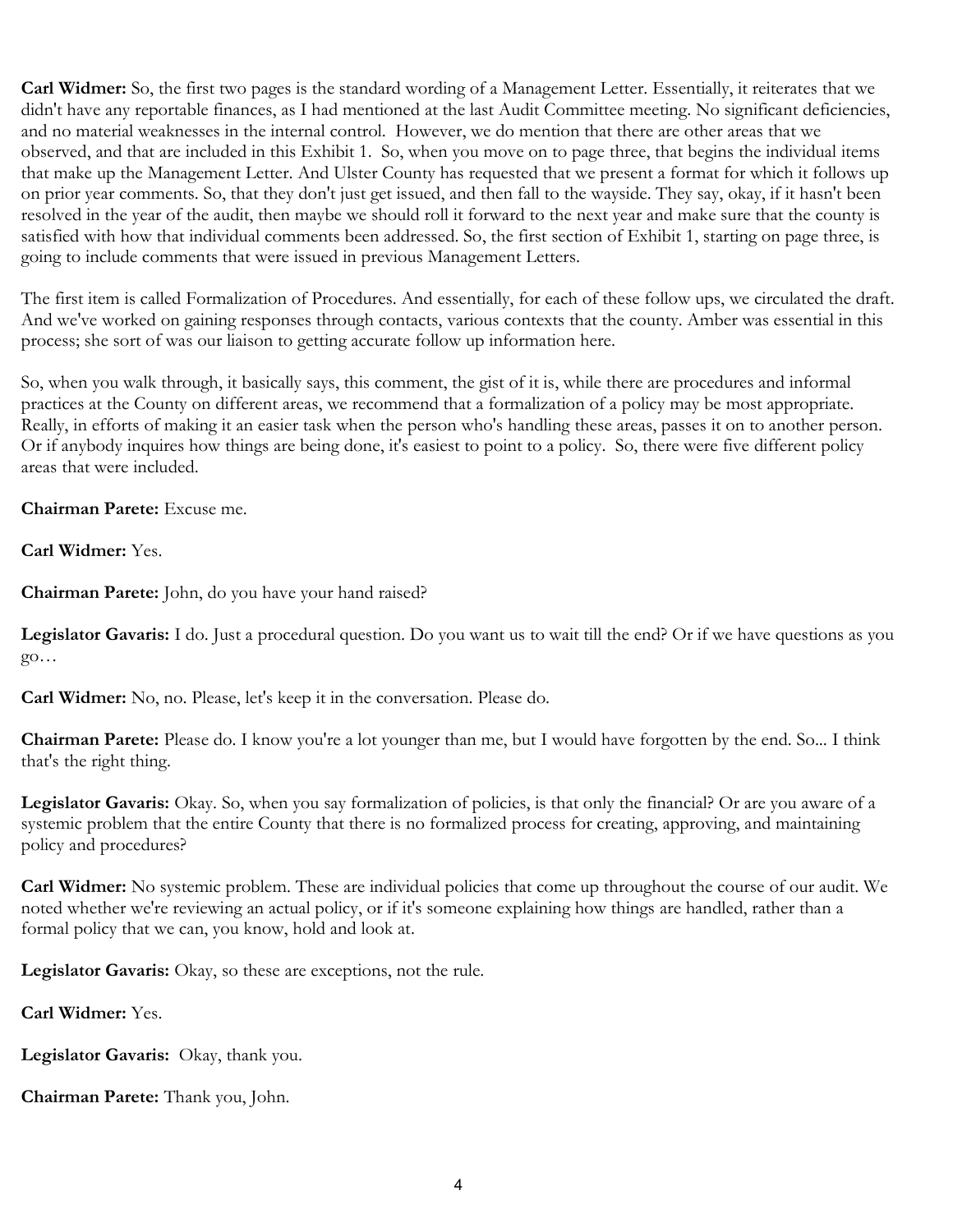**Carl Widmer:** So, the first two pages is the standard wording of a Management Letter. Essentially, it reiterates that we didn't have any reportable finances, as I had mentioned at the last Audit Committee meeting. No significant deficiencies, and no material weaknesses in the internal control. However, we do mention that there are other areas that we observed, and that are included in this Exhibit 1. So, when you move on to page three, that begins the individual items that make up the Management Letter. And Ulster County has requested that we present a format for which it follows up on prior year comments. So, that they don't just get issued, and then fall to the wayside. They say, okay, if it hasn't been resolved in the year of the audit, then maybe we should roll it forward to the next year and make sure that the county is satisfied with how that individual comments been addressed. So, the first section of Exhibit 1, starting on page three, is going to include comments that were issued in previous Management Letters.

The first item is called Formalization of Procedures. And essentially, for each of these follow ups, we circulated the draft. And we've worked on gaining responses through contacts, various contexts that the county. Amber was essential in this process; she sort of was our liaison to getting accurate follow up information here.

So, when you walk through, it basically says, this comment, the gist of it is, while there are procedures and informal practices at the County on different areas, we recommend that a formalization of a policy may be most appropriate. Really, in efforts of making it an easier task when the person who's handling these areas, passes it on to another person. Or if anybody inquires how things are being done, it's easiest to point to a policy. So, there were five different policy areas that were included.

**Chairman Parete:** Excuse me.

**Carl Widmer:** Yes.

**Chairman Parete:** John, do you have your hand raised?

**Legislator Gavaris:** I do. Just a procedural question. Do you want us to wait till the end? Or if we have questions as you go…

**Carl Widmer:** No, no. Please, let's keep it in the conversation. Please do.

**Chairman Parete:** Please do. I know you're a lot younger than me, but I would have forgotten by the end. So... I think that's the right thing.

**Legislator Gavaris:** Okay. So, when you say formalization of policies, is that only the financial? Or are you aware of a systemic problem that the entire County that there is no formalized process for creating, approving, and maintaining policy and procedures?

**Carl Widmer:** No systemic problem. These are individual policies that come up throughout the course of our audit. We noted whether we're reviewing an actual policy, or if it's someone explaining how things are handled, rather than a formal policy that we can, you know, hold and look at.

**Legislator Gavaris:** Okay, so these are exceptions, not the rule.

**Carl Widmer:** Yes.

**Legislator Gavaris:** Okay, thank you.

**Chairman Parete:** Thank you, John.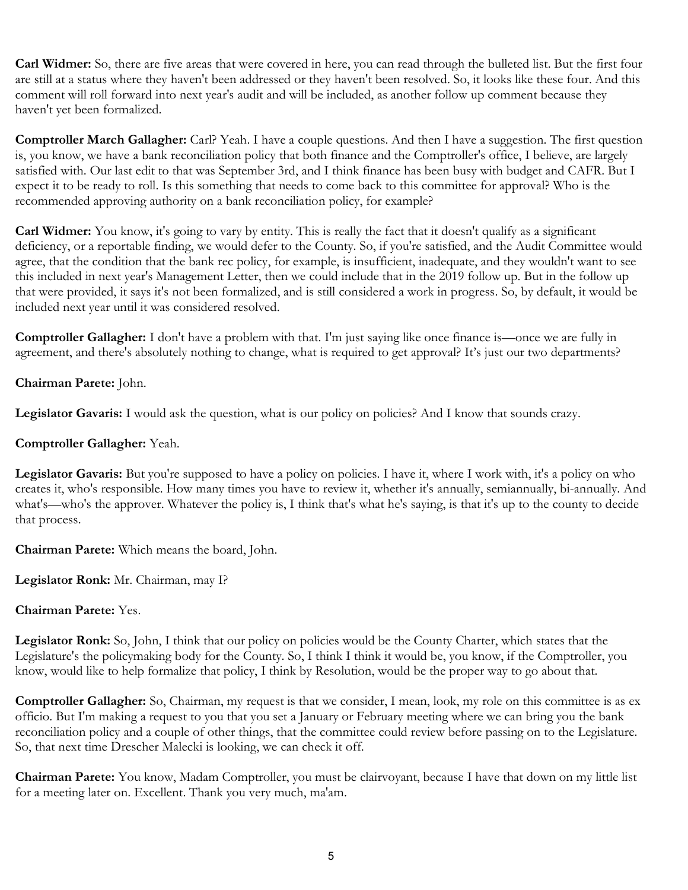**Carl Widmer:** So, there are five areas that were covered in here, you can read through the bulleted list. But the first four are still at a status where they haven't been addressed or they haven't been resolved. So, it looks like these four. And this comment will roll forward into next year's audit and will be included, as another follow up comment because they haven't yet been formalized.

**Comptroller March Gallagher:** Carl? Yeah. I have a couple questions. And then I have a suggestion. The first question is, you know, we have a bank reconciliation policy that both finance and the Comptroller's office, I believe, are largely satisfied with. Our last edit to that was September 3rd, and I think finance has been busy with budget and CAFR. But I expect it to be ready to roll. Is this something that needs to come back to this committee for approval? Who is the recommended approving authority on a bank reconciliation policy, for example?

**Carl Widmer:** You know, it's going to vary by entity. This is really the fact that it doesn't qualify as a significant deficiency, or a reportable finding, we would defer to the County. So, if you're satisfied, and the Audit Committee would agree, that the condition that the bank rec policy, for example, is insufficient, inadequate, and they wouldn't want to see this included in next year's Management Letter, then we could include that in the 2019 follow up. But in the follow up that were provided, it says it's not been formalized, and is still considered a work in progress. So, by default, it would be included next year until it was considered resolved.

**Comptroller Gallagher:** I don't have a problem with that. I'm just saying like once finance is—once we are fully in agreement, and there's absolutely nothing to change, what is required to get approval? It's just our two departments?

**Chairman Parete:** John.

**Legislator Gavaris:** I would ask the question, what is our policy on policies? And I know that sounds crazy.

**Comptroller Gallagher:** Yeah.

**Legislator Gavaris:** But you're supposed to have a policy on policies. I have it, where I work with, it's a policy on who creates it, who's responsible. How many times you have to review it, whether it's annually, semiannually, bi-annually. And what's—who's the approver. Whatever the policy is, I think that's what he's saying, is that it's up to the county to decide that process.

**Chairman Parete:** Which means the board, John.

**Legislator Ronk:** Mr. Chairman, may I?

**Chairman Parete:** Yes.

**Legislator Ronk:** So, John, I think that our policy on policies would be the County Charter, which states that the Legislature's the policymaking body for the County. So, I think I think it would be, you know, if the Comptroller, you know, would like to help formalize that policy, I think by Resolution, would be the proper way to go about that.

**Comptroller Gallagher:** So, Chairman, my request is that we consider, I mean, look, my role on this committee is as ex officio. But I'm making a request to you that you set a January or February meeting where we can bring you the bank reconciliation policy and a couple of other things, that the committee could review before passing on to the Legislature. So, that next time Drescher Malecki is looking, we can check it off.

**Chairman Parete:** You know, Madam Comptroller, you must be clairvoyant, because I have that down on my little list for a meeting later on. Excellent. Thank you very much, ma'am.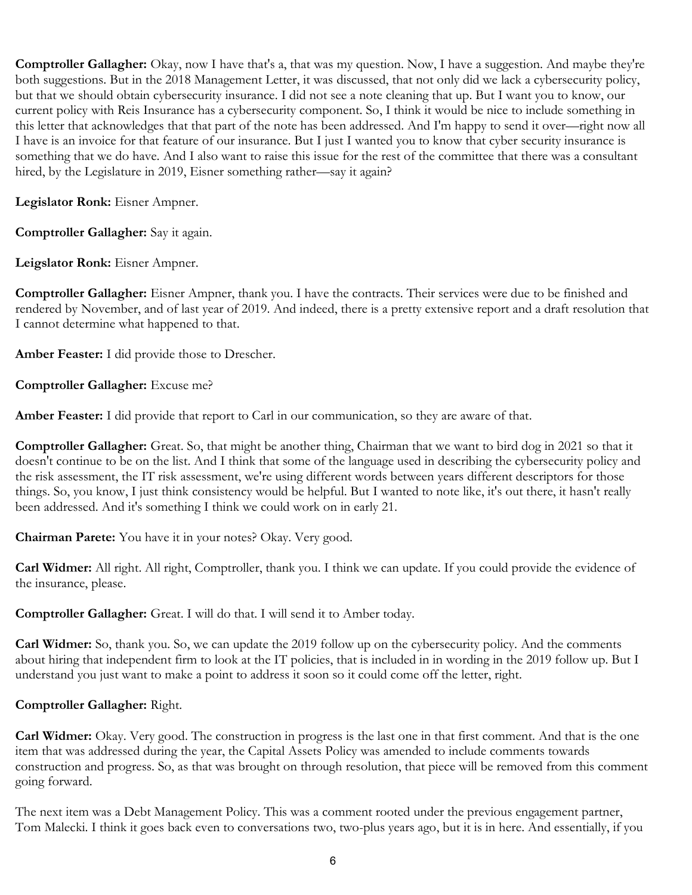**Comptroller Gallagher:** Okay, now I have that's a, that was my question. Now, I have a suggestion. And maybe they're both suggestions. But in the 2018 Management Letter, it was discussed, that not only did we lack a cybersecurity policy, but that we should obtain cybersecurity insurance. I did not see a note cleaning that up. But I want you to know, our current policy with Reis Insurance has a cybersecurity component. So, I think it would be nice to include something in this letter that acknowledges that that part of the note has been addressed. And I'm happy to send it over—right now all I have is an invoice for that feature of our insurance. But I just I wanted you to know that cyber security insurance is something that we do have. And I also want to raise this issue for the rest of the committee that there was a consultant hired, by the Legislature in 2019, Eisner something rather—say it again?

**Legislator Ronk:** Eisner Ampner.

**Comptroller Gallagher:** Say it again.

**Leigslator Ronk:** Eisner Ampner.

**Comptroller Gallagher:** Eisner Ampner, thank you. I have the contracts. Their services were due to be finished and rendered by November, and of last year of 2019. And indeed, there is a pretty extensive report and a draft resolution that I cannot determine what happened to that.

**Amber Feaster:** I did provide those to Drescher.

**Comptroller Gallagher:** Excuse me?

**Amber Feaster:** I did provide that report to Carl in our communication, so they are aware of that.

**Comptroller Gallagher:** Great. So, that might be another thing, Chairman that we want to bird dog in 2021 so that it doesn't continue to be on the list. And I think that some of the language used in describing the cybersecurity policy and the risk assessment, the IT risk assessment, we're using different words between years different descriptors for those things. So, you know, I just think consistency would be helpful. But I wanted to note like, it's out there, it hasn't really been addressed. And it's something I think we could work on in early 21.

**Chairman Parete:** You have it in your notes? Okay. Very good.

**Carl Widmer:** All right. All right, Comptroller, thank you. I think we can update. If you could provide the evidence of the insurance, please.

**Comptroller Gallagher:** Great. I will do that. I will send it to Amber today.

**Carl Widmer:** So, thank you. So, we can update the 2019 follow up on the cybersecurity policy. And the comments about hiring that independent firm to look at the IT policies, that is included in in wording in the 2019 follow up. But I understand you just want to make a point to address it soon so it could come off the letter, right.

**Comptroller Gallagher:** Right.

**Carl Widmer:** Okay. Very good. The construction in progress is the last one in that first comment. And that is the one item that was addressed during the year, the Capital Assets Policy was amended to include comments towards construction and progress. So, as that was brought on through resolution, that piece will be removed from this comment going forward.

The next item was a Debt Management Policy. This was a comment rooted under the previous engagement partner, Tom Malecki. I think it goes back even to conversations two, two-plus years ago, but it is in here. And essentially, if you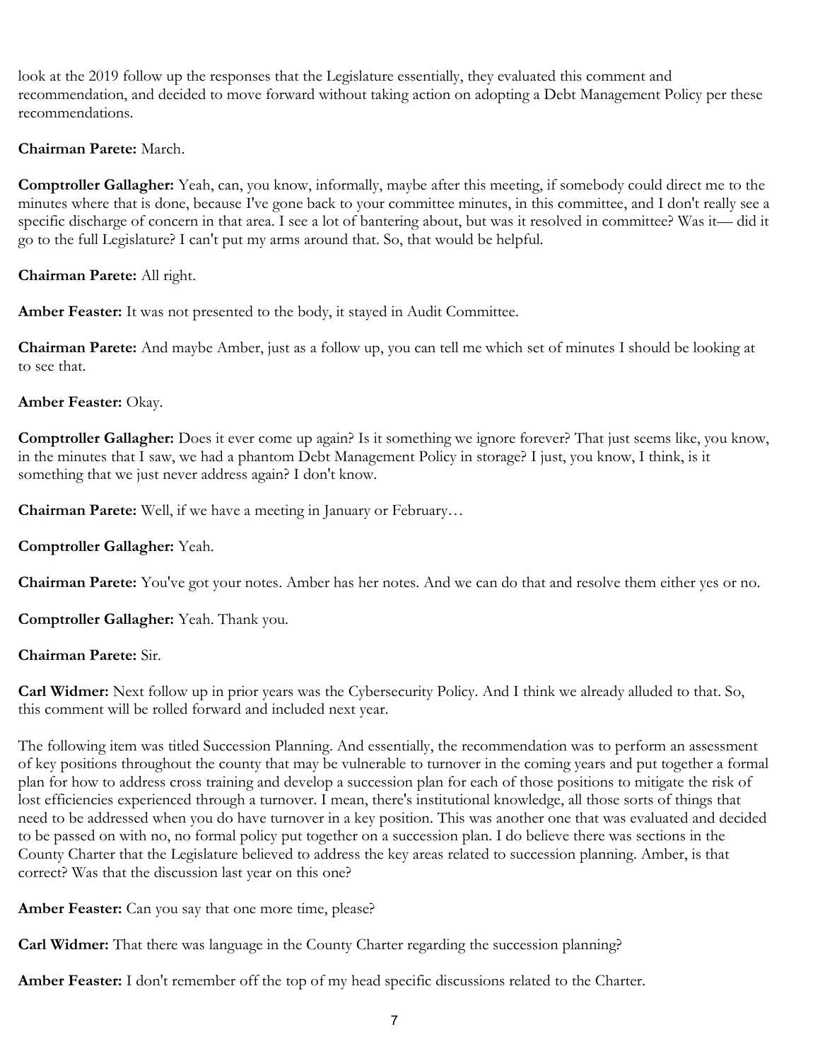look at the 2019 follow up the responses that the Legislature essentially, they evaluated this comment and recommendation, and decided to move forward without taking action on adopting a Debt Management Policy per these recommendations.

**Chairman Parete:** March.

**Comptroller Gallagher:** Yeah, can, you know, informally, maybe after this meeting, if somebody could direct me to the minutes where that is done, because I've gone back to your committee minutes, in this committee, and I don't really see a specific discharge of concern in that area. I see a lot of bantering about, but was it resolved in committee? Was it— did it go to the full Legislature? I can't put my arms around that. So, that would be helpful.

**Chairman Parete:** All right.

**Amber Feaster:** It was not presented to the body, it stayed in Audit Committee.

**Chairman Parete:** And maybe Amber, just as a follow up, you can tell me which set of minutes I should be looking at to see that.

**Amber Feaster:** Okay.

**Comptroller Gallagher:** Does it ever come up again? Is it something we ignore forever? That just seems like, you know, in the minutes that I saw, we had a phantom Debt Management Policy in storage? I just, you know, I think, is it something that we just never address again? I don't know.

**Chairman Parete:** Well, if we have a meeting in January or February…

**Comptroller Gallagher:** Yeah.

**Chairman Parete:** You've got your notes. Amber has her notes. And we can do that and resolve them either yes or no.

**Comptroller Gallagher:** Yeah. Thank you.

**Chairman Parete:** Sir.

**Carl Widmer:** Next follow up in prior years was the Cybersecurity Policy. And I think we already alluded to that. So, this comment will be rolled forward and included next year.

The following item was titled Succession Planning. And essentially, the recommendation was to perform an assessment of key positions throughout the county that may be vulnerable to turnover in the coming years and put together a formal plan for how to address cross training and develop a succession plan for each of those positions to mitigate the risk of lost efficiencies experienced through a turnover. I mean, there's institutional knowledge, all those sorts of things that need to be addressed when you do have turnover in a key position. This was another one that was evaluated and decided to be passed on with no, no formal policy put together on a succession plan. I do believe there was sections in the County Charter that the Legislature believed to address the key areas related to succession planning. Amber, is that correct? Was that the discussion last year on this one?

**Amber Feaster:** Can you say that one more time, please?

**Carl Widmer:** That there was language in the County Charter regarding the succession planning?

**Amber Feaster:** I don't remember off the top of my head specific discussions related to the Charter.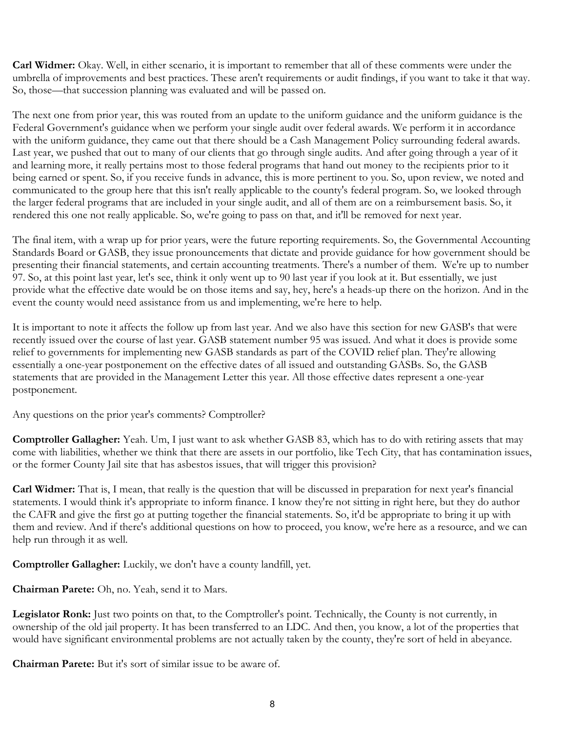**Carl Widmer:** Okay. Well, in either scenario, it is important to remember that all of these comments were under the umbrella of improvements and best practices. These aren't requirements or audit findings, if you want to take it that way. So, those—that succession planning was evaluated and will be passed on.

The next one from prior year, this was routed from an update to the uniform guidance and the uniform guidance is the Federal Government's guidance when we perform your single audit over federal awards. We perform it in accordance with the uniform guidance, they came out that there should be a Cash Management Policy surrounding federal awards. Last year, we pushed that out to many of our clients that go through single audits. And after going through a year of it and learning more, it really pertains most to those federal programs that hand out money to the recipients prior to it being earned or spent. So, if you receive funds in advance, this is more pertinent to you. So, upon review, we noted and communicated to the group here that this isn't really applicable to the county's federal program. So, we looked through the larger federal programs that are included in your single audit, and all of them are on a reimbursement basis. So, it rendered this one not really applicable. So, we're going to pass on that, and it'll be removed for next year.

The final item, with a wrap up for prior years, were the future reporting requirements. So, the Governmental Accounting Standards Board or GASB, they issue pronouncements that dictate and provide guidance for how government should be presenting their financial statements, and certain accounting treatments. There's a number of them. We're up to number 97. So, at this point last year, let's see, think it only went up to 90 last year if you look at it. But essentially, we just provide what the effective date would be on those items and say, hey, here's a heads-up there on the horizon. And in the event the county would need assistance from us and implementing, we're here to help.

It is important to note it affects the follow up from last year. And we also have this section for new GASB's that were recently issued over the course of last year. GASB statement number 95 was issued. And what it does is provide some relief to governments for implementing new GASB standards as part of the COVID relief plan. They're allowing essentially a one-year postponement on the effective dates of all issued and outstanding GASBs. So, the GASB statements that are provided in the Management Letter this year. All those effective dates represent a one-year postponement.

Any questions on the prior year's comments? Comptroller?

**Comptroller Gallagher:** Yeah. Um, I just want to ask whether GASB 83, which has to do with retiring assets that may come with liabilities, whether we think that there are assets in our portfolio, like Tech City, that has contamination issues, or the former County Jail site that has asbestos issues, that will trigger this provision?

**Carl Widmer:** That is, I mean, that really is the question that will be discussed in preparation for next year's financial statements. I would think it's appropriate to inform finance. I know they're not sitting in right here, but they do author the CAFR and give the first go at putting together the financial statements. So, it'd be appropriate to bring it up with them and review. And if there's additional questions on how to proceed, you know, we're here as a resource, and we can help run through it as well.

**Comptroller Gallagher:** Luckily, we don't have a county landfill, yet.

**Chairman Parete:** Oh, no. Yeah, send it to Mars.

**Legislator Ronk:** Just two points on that, to the Comptroller's point. Technically, the County is not currently, in ownership of the old jail property. It has been transferred to an LDC. And then, you know, a lot of the properties that would have significant environmental problems are not actually taken by the county, they're sort of held in abeyance.

**Chairman Parete:** But it's sort of similar issue to be aware of.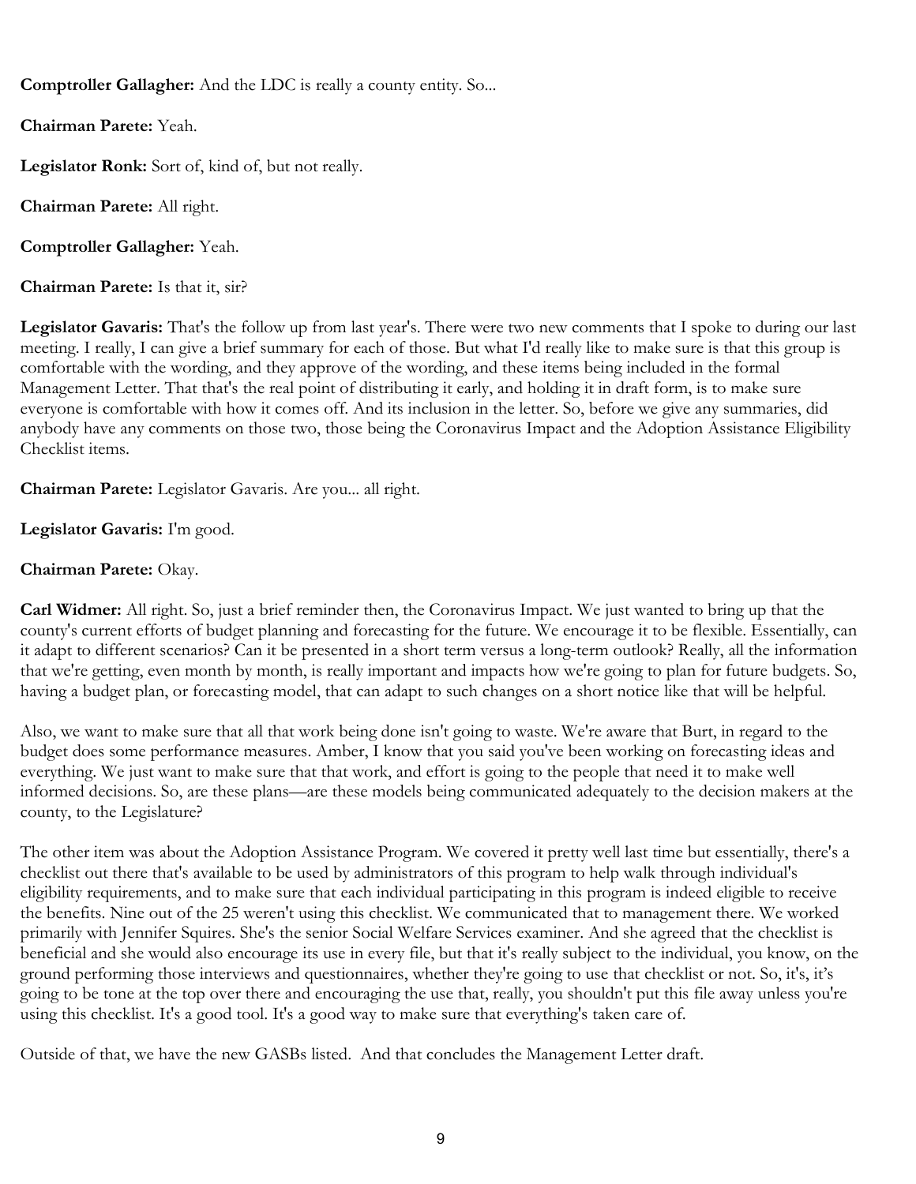**Comptroller Gallagher:** And the LDC is really a county entity. So...

**Chairman Parete:** Yeah.

**Legislator Ronk:** Sort of, kind of, but not really.

**Chairman Parete:** All right.

**Comptroller Gallagher:** Yeah.

**Chairman Parete:** Is that it, sir?

**Legislator Gavaris:** That's the follow up from last year's. There were two new comments that I spoke to during our last meeting. I really, I can give a brief summary for each of those. But what I'd really like to make sure is that this group is comfortable with the wording, and they approve of the wording, and these items being included in the formal Management Letter. That that's the real point of distributing it early, and holding it in draft form, is to make sure everyone is comfortable with how it comes off. And its inclusion in the letter. So, before we give any summaries, did anybody have any comments on those two, those being the Coronavirus Impact and the Adoption Assistance Eligibility Checklist items.

**Chairman Parete:** Legislator Gavaris. Are you... all right.

**Legislator Gavaris:** I'm good.

**Chairman Parete:** Okay.

**Carl Widmer:** All right. So, just a brief reminder then, the Coronavirus Impact. We just wanted to bring up that the county's current efforts of budget planning and forecasting for the future. We encourage it to be flexible. Essentially, can it adapt to different scenarios? Can it be presented in a short term versus a long-term outlook? Really, all the information that we're getting, even month by month, is really important and impacts how we're going to plan for future budgets. So, having a budget plan, or forecasting model, that can adapt to such changes on a short notice like that will be helpful.

Also, we want to make sure that all that work being done isn't going to waste. We're aware that Burt, in regard to the budget does some performance measures. Amber, I know that you said you've been working on forecasting ideas and everything. We just want to make sure that that work, and effort is going to the people that need it to make well informed decisions. So, are these plans—are these models being communicated adequately to the decision makers at the county, to the Legislature?

The other item was about the Adoption Assistance Program. We covered it pretty well last time but essentially, there's a checklist out there that's available to be used by administrators of this program to help walk through individual's eligibility requirements, and to make sure that each individual participating in this program is indeed eligible to receive the benefits. Nine out of the 25 weren't using this checklist. We communicated that to management there. We worked primarily with Jennifer Squires. She's the senior Social Welfare Services examiner. And she agreed that the checklist is beneficial and she would also encourage its use in every file, but that it's really subject to the individual, you know, on the ground performing those interviews and questionnaires, whether they're going to use that checklist or not. So, it's, it's going to be tone at the top over there and encouraging the use that, really, you shouldn't put this file away unless you're using this checklist. It's a good tool. It's a good way to make sure that everything's taken care of.

Outside of that, we have the new GASBs listed. And that concludes the Management Letter draft.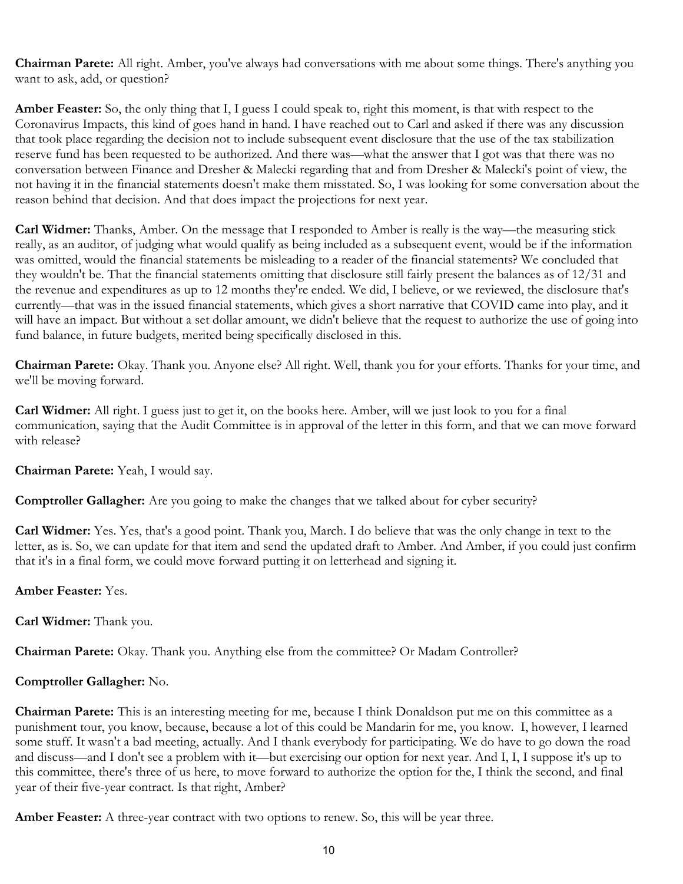**Chairman Parete:** All right. Amber, you've always had conversations with me about some things. There's anything you want to ask, add, or question?

**Amber Feaster:** So, the only thing that I, I guess I could speak to, right this moment, is that with respect to the Coronavirus Impacts, this kind of goes hand in hand. I have reached out to Carl and asked if there was any discussion that took place regarding the decision not to include subsequent event disclosure that the use of the tax stabilization reserve fund has been requested to be authorized. And there was—what the answer that I got was that there was no conversation between Finance and Dresher & Malecki regarding that and from Dresher & Malecki's point of view, the not having it in the financial statements doesn't make them misstated. So, I was looking for some conversation about the reason behind that decision. And that does impact the projections for next year.

**Carl Widmer:** Thanks, Amber. On the message that I responded to Amber is really is the way—the measuring stick really, as an auditor, of judging what would qualify as being included as a subsequent event, would be if the information was omitted, would the financial statements be misleading to a reader of the financial statements? We concluded that they wouldn't be. That the financial statements omitting that disclosure still fairly present the balances as of 12/31 and the revenue and expenditures as up to 12 months they're ended. We did, I believe, or we reviewed, the disclosure that's currently—that was in the issued financial statements, which gives a short narrative that COVID came into play, and it will have an impact. But without a set dollar amount, we didn't believe that the request to authorize the use of going into fund balance, in future budgets, merited being specifically disclosed in this.

**Chairman Parete:** Okay. Thank you. Anyone else? All right. Well, thank you for your efforts. Thanks for your time, and we'll be moving forward.

**Carl Widmer:** All right. I guess just to get it, on the books here. Amber, will we just look to you for a final communication, saying that the Audit Committee is in approval of the letter in this form, and that we can move forward with release?

**Chairman Parete:** Yeah, I would say.

**Comptroller Gallagher:** Are you going to make the changes that we talked about for cyber security?

**Carl Widmer:** Yes. Yes, that's a good point. Thank you, March. I do believe that was the only change in text to the letter, as is. So, we can update for that item and send the updated draft to Amber. And Amber, if you could just confirm that it's in a final form, we could move forward putting it on letterhead and signing it.

**Amber Feaster:** Yes.

**Carl Widmer:** Thank you.

**Chairman Parete:** Okay. Thank you. Anything else from the committee? Or Madam Controller?

**Comptroller Gallagher:** No.

**Chairman Parete:** This is an interesting meeting for me, because I think Donaldson put me on this committee as a punishment tour, you know, because, because a lot of this could be Mandarin for me, you know. I, however, I learned some stuff. It wasn't a bad meeting, actually. And I thank everybody for participating. We do have to go down the road and discuss—and I don't see a problem with it—but exercising our option for next year. And I, I, I suppose it's up to this committee, there's three of us here, to move forward to authorize the option for the, I think the second, and final year of their five-year contract. Is that right, Amber?

**Amber Feaster:** A three-year contract with two options to renew. So, this will be year three.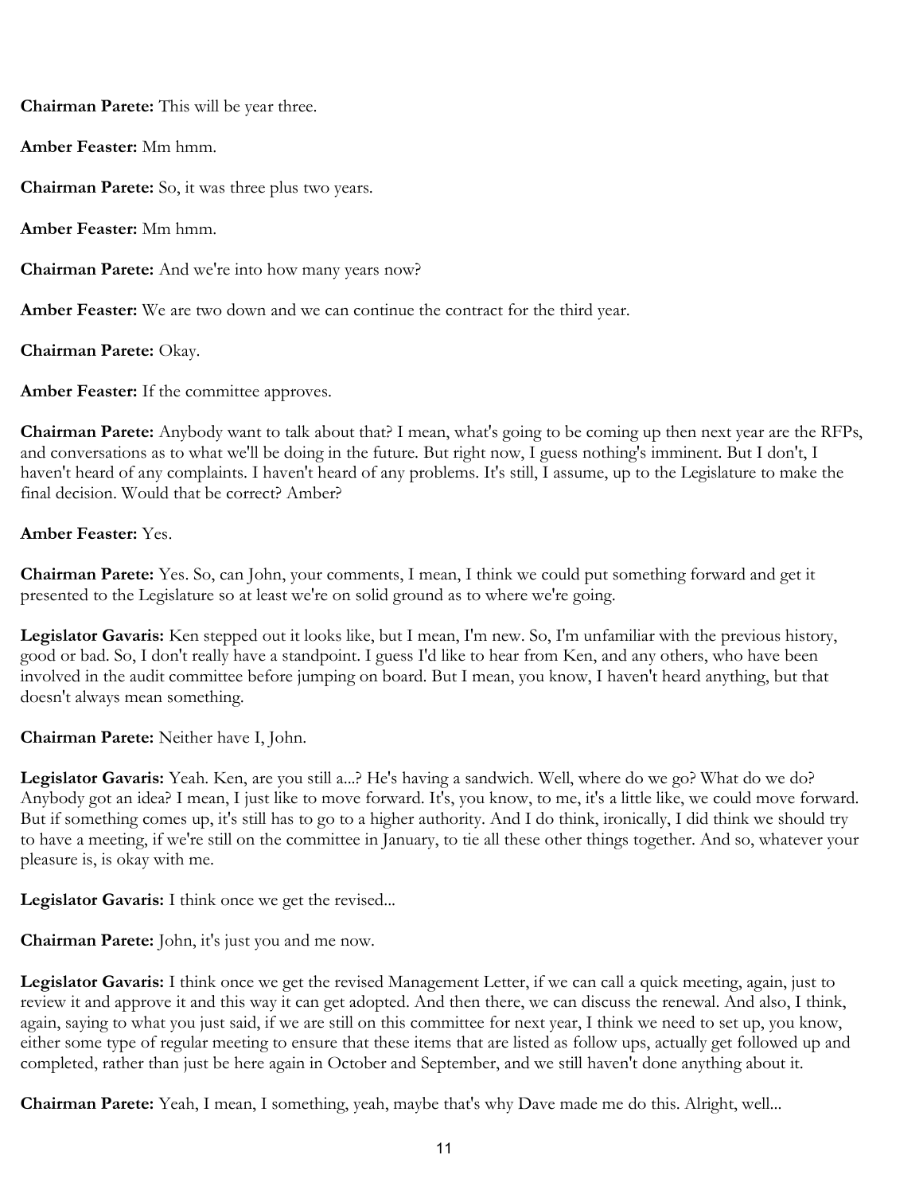**Chairman Parete:** This will be year three.

**Amber Feaster:** Mm hmm.

**Chairman Parete:** So, it was three plus two years.

**Amber Feaster:** Mm hmm.

**Chairman Parete:** And we're into how many years now?

**Amber Feaster:** We are two down and we can continue the contract for the third year.

**Chairman Parete:** Okay.

**Amber Feaster:** If the committee approves.

**Chairman Parete:** Anybody want to talk about that? I mean, what's going to be coming up then next year are the RFPs, and conversations as to what we'll be doing in the future. But right now, I guess nothing's imminent. But I don't, I haven't heard of any complaints. I haven't heard of any problems. It's still, I assume, up to the Legislature to make the final decision. Would that be correct? Amber?

**Amber Feaster:** Yes.

**Chairman Parete:** Yes. So, can John, your comments, I mean, I think we could put something forward and get it presented to the Legislature so at least we're on solid ground as to where we're going.

**Legislator Gavaris:** Ken stepped out it looks like, but I mean, I'm new. So, I'm unfamiliar with the previous history, good or bad. So, I don't really have a standpoint. I guess I'd like to hear from Ken, and any others, who have been involved in the audit committee before jumping on board. But I mean, you know, I haven't heard anything, but that doesn't always mean something.

**Chairman Parete:** Neither have I, John.

**Legislator Gavaris:** Yeah. Ken, are you still a...? He's having a sandwich. Well, where do we go? What do we do? Anybody got an idea? I mean, I just like to move forward. It's, you know, to me, it's a little like, we could move forward. But if something comes up, it's still has to go to a higher authority. And I do think, ironically, I did think we should try to have a meeting, if we're still on the committee in January, to tie all these other things together. And so, whatever your pleasure is, is okay with me.

**Legislator Gavaris:** I think once we get the revised...

**Chairman Parete:** John, it's just you and me now.

**Legislator Gavaris:** I think once we get the revised Management Letter, if we can call a quick meeting, again, just to review it and approve it and this way it can get adopted. And then there, we can discuss the renewal. And also, I think, again, saying to what you just said, if we are still on this committee for next year, I think we need to set up, you know, either some type of regular meeting to ensure that these items that are listed as follow ups, actually get followed up and completed, rather than just be here again in October and September, and we still haven't done anything about it.

**Chairman Parete:** Yeah, I mean, I something, yeah, maybe that's why Dave made me do this. Alright, well...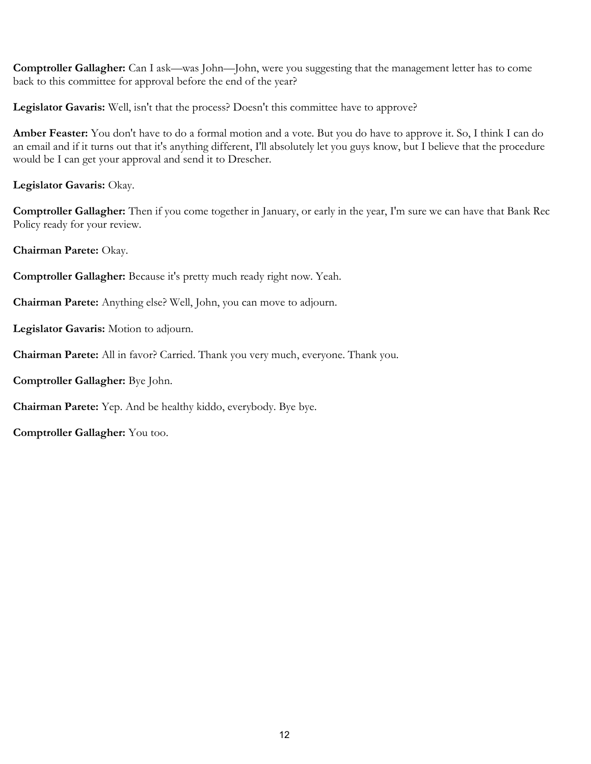**Comptroller Gallagher:** Can I ask—was John—John, were you suggesting that the management letter has to come back to this committee for approval before the end of the year?

**Legislator Gavaris:** Well, isn't that the process? Doesn't this committee have to approve?

**Amber Feaster:** You don't have to do a formal motion and a vote. But you do have to approve it. So, I think I can do an email and if it turns out that it's anything different, I'll absolutely let you guys know, but I believe that the procedure would be I can get your approval and send it to Drescher.

**Legislator Gavaris:** Okay.

**Comptroller Gallagher:** Then if you come together in January, or early in the year, I'm sure we can have that Bank Rec Policy ready for your review.

**Chairman Parete:** Okay.

**Comptroller Gallagher:** Because it's pretty much ready right now. Yeah.

**Chairman Parete:** Anything else? Well, John, you can move to adjourn.

**Legislator Gavaris:** Motion to adjourn.

**Chairman Parete:** All in favor? Carried. Thank you very much, everyone. Thank you.

**Comptroller Gallagher:** Bye John.

**Chairman Parete:** Yep. And be healthy kiddo, everybody. Bye bye.

**Comptroller Gallagher:** You too.